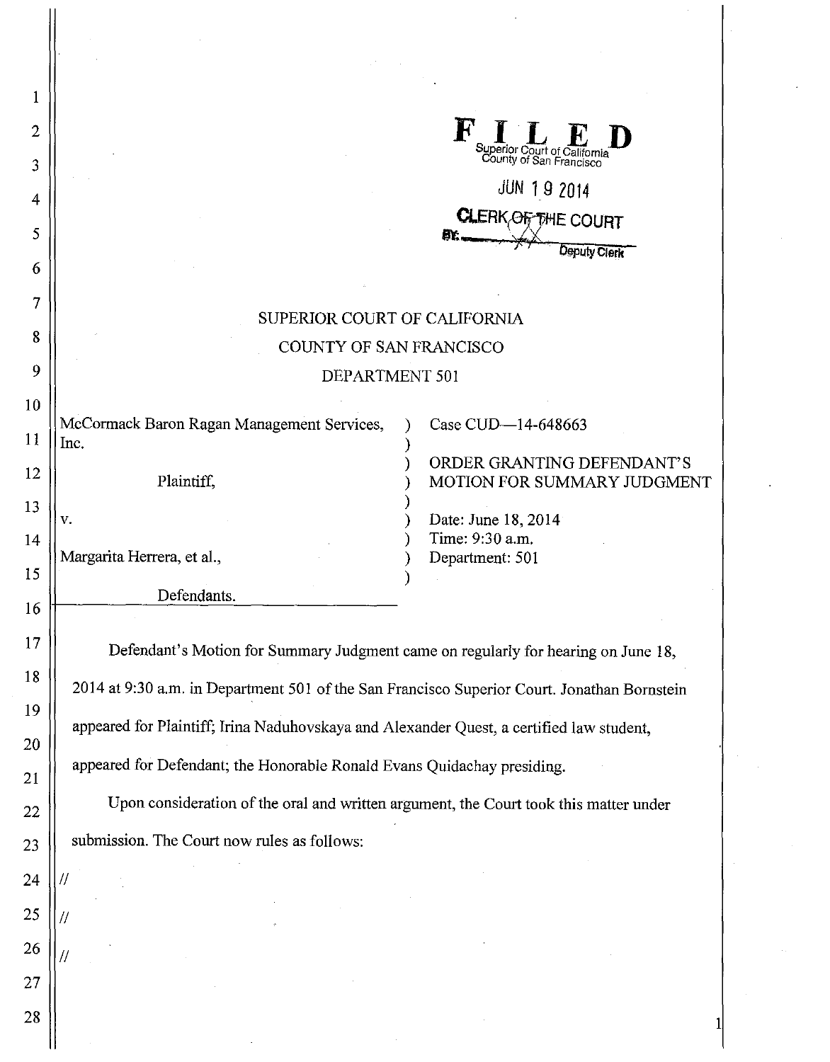**FILED**
Superior Court of California
County of San Francisco

JUN 19 2014

CLERK OF THE COURT
BY: Deputy Clerk

SUPERIOR COURT OF CALIFORNIA

COUNTY OF SAN FRANCISCO

DEPARTMENT 501

| | |
|---|---|
| McCormack Baron Ragan Management Services, Inc.<br><br>Plaintiff,<br><br>v.<br><br>Margarita Herrera, et al.,<br><br>Defendants. | Case CUD—14-648663<br><br>ORDER GRANTING DEFENDANT'S MOTION FOR SUMMARY JUDGMENT<br><br>Date: June 18, 2014<br>Time: 9:30 a.m.<br>Department: 501 |

Defendant's Motion for Summary Judgment came on regularly for hearing on June 18, 2014 at 9:30 a.m. in Department 501 of the San Francisco Superior Court. Jonathan Bornstein appeared for Plaintiff; Irina Naduhovskaya and Alexander Quest, a certified law student, appeared for Defendant; the Honorable Ronald Evans Quidachay presiding.

Upon consideration of the oral and written argument, the Court took this matter under submission. The Court now rules as follows:

//

//

//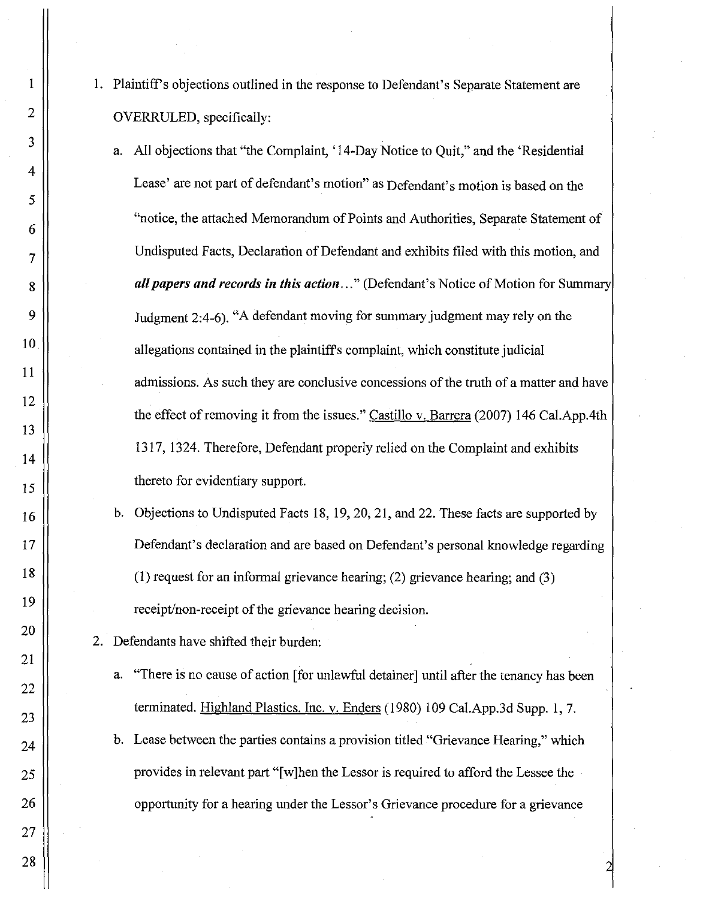1. Plaintiff's objections outlined in the response to Defendant's Separate Statement are OVERRULED, specifically:
   a. All objections that "the Complaint, '14-Day Notice to Quit," and the 'Residential Lease' are not part of defendant's motion" as Defendant's motion is based on the "notice, the attached Memorandum of Points and Authorities, Separate Statement of Undisputed Facts, Declaration of Defendant and exhibits filed with this motion, and ***all papers and records in this action***..." (Defendant's Notice of Motion for Summary Judgment 2:4-6). "A defendant moving for summary judgment may rely on the allegations contained in the plaintiff's complaint, which constitute judicial admissions. As such they are conclusive concessions of the truth of a matter and have the effect of removing it from the issues." Castillo v. Barrera (2007) 146 Cal.App.4th 1317, 1324. Therefore, Defendant properly relied on the Complaint and exhibits thereto for evidentiary support.
   b. Objections to Undisputed Facts 18, 19, 20, 21, and 22. These facts are supported by Defendant's declaration and are based on Defendant's personal knowledge regarding (1) request for an informal grievance hearing; (2) grievance hearing; and (3) receipt/non-receipt of the grievance hearing decision.
2. Defendants have shifted their burden:
   a. "There is no cause of action [for unlawful detainer] until after the tenancy has been terminated. Highland Plastics, Inc. v. Enders (1980) 109 Cal.App.3d Supp. 1, 7.
   b. Lease between the parties contains a provision titled "Grievance Hearing," which provides in relevant part "[w]hen the Lessor is required to afford the Lessee the opportunity for a hearing under the Lessor's Grievance procedure for a grievance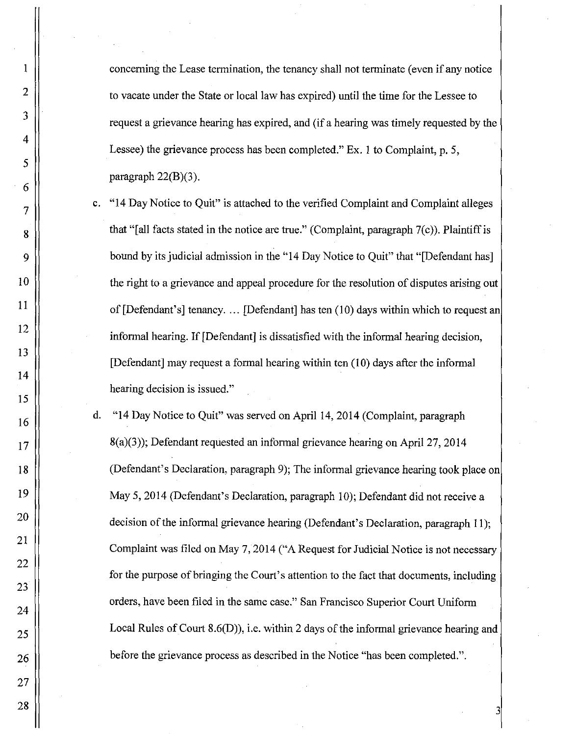concerning the Lease termination, the tenancy shall not terminate (even if any notice to vacate under the State or local law has expired) until the time for the Lessee to request a grievance hearing has expired, and (if a hearing was timely requested by the Lessee) the grievance process has been completed." Ex. 1 to Complaint, p. 5, paragraph 22(B)(3).

c. "14 Day Notice to Quit" is attached to the verified Complaint and Complaint alleges that "[all facts stated in the notice are true." (Complaint, paragraph 7(c)). Plaintiff is bound by its judicial admission in the "14 Day Notice to Quit" that "[Defendant has] the right to a grievance and appeal procedure for the resolution of disputes arising out of [Defendant's] tenancy. ... [Defendant] has ten (10) days within which to request an informal hearing. If [Defendant] is dissatisfied with the informal hearing decision, [Defendant] may request a formal hearing within ten (10) days after the informal hearing decision is issued."

d. "14 Day Notice to Quit" was served on April 14, 2014 (Complaint, paragraph 8(a)(3)); Defendant requested an informal grievance hearing on April 27, 2014 (Defendant's Declaration, paragraph 9); The informal grievance hearing took place on May 5, 2014 (Defendant's Declaration, paragraph 10); Defendant did not receive a decision of the informal grievance hearing (Defendant's Declaration, paragraph 11); Complaint was filed on May 7, 2014 ("A Request for Judicial Notice is not necessary for the purpose of bringing the Court's attention to the fact that documents, including orders, have been filed in the same case." San Francisco Superior Court Uniform Local Rules of Court 8.6(D)), i.e. within 2 days of the informal grievance hearing and before the grievance process as described in the Notice "has been completed.".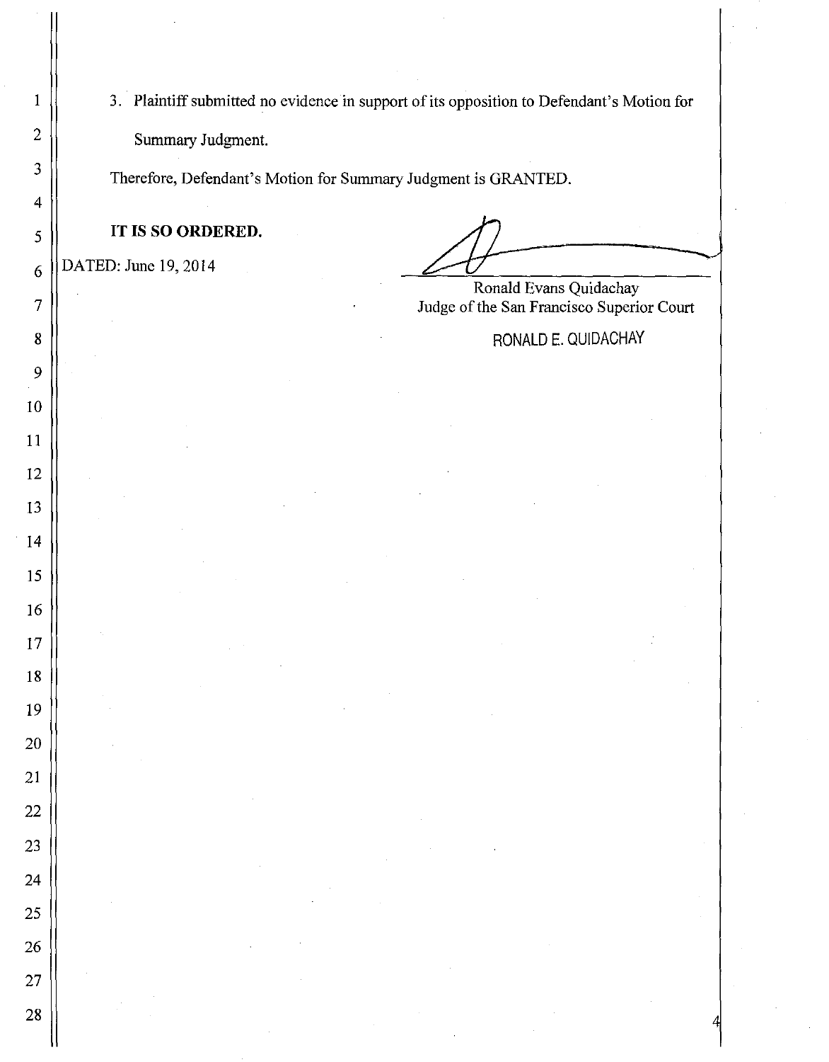3. Plaintiff submitted no evidence in support of its opposition to Defendant's Motion for Summary Judgment.

Therefore, Defendant's Motion for Summary Judgment is GRANTED.

**IT IS SO ORDERED.**

DATED: June 19, 2014

Ronald Evans Quidachay
Judge of the San Francisco Superior Court

RONALD E. QUIDACHAY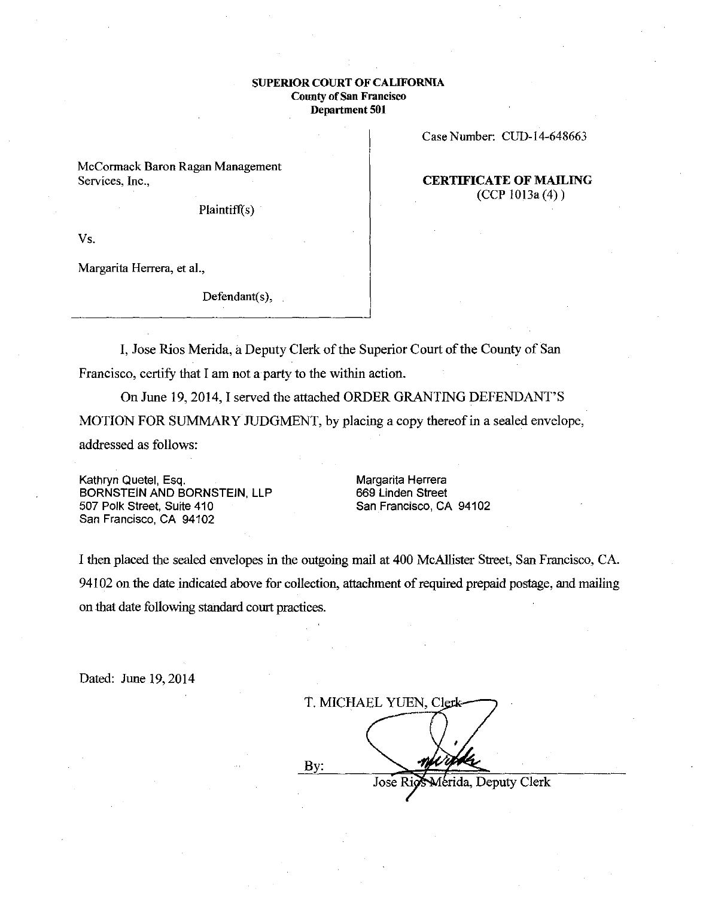**SUPERIOR COURT OF CALIFORNIA**
**County of San Francisco**
**Department 501**

McCormack Baron Ragan Management Services, Inc.,

Plaintiff(s)

Vs.

Margarita Herrera, et al.,

Defendant(s),

Case Number: CUD-14-648663

**CERTIFICATE OF MAILING**
(CCP 1013a (4))

I, Jose Rios Merida, a Deputy Clerk of the Superior Court of the County of San Francisco, certify that I am not a party to the within action.

On June 19, 2014, I served the attached ORDER GRANTING DEFENDANT'S MOTION FOR SUMMARY JUDGMENT, by placing a copy thereof in a sealed envelope, addressed as follows:

Kathryn Quetel, Esq.
BORNSTEIN AND BORNSTEIN, LLP
507 Polk Street, Suite 410
San Francisco, CA 94102

Margarita Herrera
669 Linden Street
San Francisco, CA 94102

I then placed the sealed envelopes in the outgoing mail at 400 McAllister Street, San Francisco, CA. 94102 on the date indicated above for collection, attachment of required prepaid postage, and mailing on that date following standard court practices.

Dated: June 19, 2014

T. MICHAEL YUEN, Clerk

By: ______________________
Jose Rios Merida, Deputy Clerk